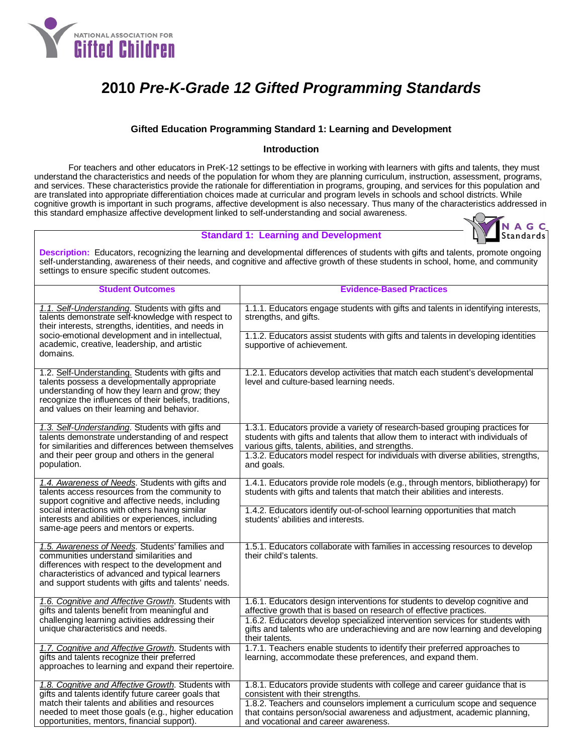# 2010 *Pre-K-Grade 12 Gifted Programming Standards*

### Gifted Education Programming Standard 1: Learning and Development

#### Introduction

For teachers and other educators in PreK-12 settings to be effective in working with learners with gifts and talents, they must understand the characteristics and needs of the population for whom they are planning curriculum, instruction, assessment, programs, and services. These characteristics provide the rationale for differentiation in programs, grouping, and services for this population and are translated into appropriate differentiation choices made at curricular and program levels in schools and school districts. While cognitive growth is important in such programs, affective development is also necessary. Thus many of the characteristics addressed in this standard emphasize affective development linked to self-understanding and social awareness.

## Standard 1: Learning and Development

**Description:** Educators, recognizing the learning and developmental differences of students with gifts and talents, promote ongoing self-understanding, awareness of their needs, and cognitive and affective growth of these students in school, home, and community settings to ensure specific student outcomes.

| Student Outcomes | Evidence-Based Practices |
|---|---|
| *1.1. Self-Understanding*. Students with gifts and talents demonstrate self-knowledge with respect to their interests, strengths, identities, and needs in socio-emotional development and in intellectual, academic, creative, leadership, and artistic domains. | 1.1.1. Educators engage students with gifts and talents in identifying interests, strengths, and gifts. |
| | 1.1.2. Educators assist students with gifts and talents in developing identities supportive of achievement. |
| 1.2. Self-Understanding. Students with gifts and talents possess a developmentally appropriate understanding of how they learn and grow; they recognize the influences of their beliefs, traditions, and values on their learning and behavior. | 1.2.1. Educators develop activities that match each student's developmental level and culture-based learning needs. |
| *1.3. Self-Understanding*. Students with gifts and talents demonstrate understanding of and respect for similarities and differences between themselves and their peer group and others in the general population. | 1.3.1. Educators provide a variety of research-based grouping practices for students with gifts and talents that allow them to interact with individuals of various gifts, talents, abilities, and strengths. |
| | 1.3.2. Educators model respect for individuals with diverse abilities, strengths, and goals. |
| *1.4. Awareness of Needs*. Students with gifts and talents access resources from the community to support cognitive and affective needs, including social interactions with others having similar interests and abilities or experiences, including same-age peers and mentors or experts. | 1.4.1. Educators provide role models (e.g., through mentors, bibliotherapy) for students with gifts and talents that match their abilities and interests. |
| | 1.4.2. Educators identify out-of-school learning opportunities that match students' abilities and interests. |
| *1.5. Awareness of Needs*. Students' families and communities understand similarities and differences with respect to the development and characteristics of advanced and typical learners and support students with gifts and talents' needs. | 1.5.1. Educators collaborate with families in accessing resources to develop their child's talents. |
| *1.6. Cognitive and Affective Growth*. Students with gifts and talents benefit from meaningful and challenging learning activities addressing their unique characteristics and needs. | 1.6.1. Educators design interventions for students to develop cognitive and affective growth that is based on research of effective practices. |
| | 1.6.2. Educators develop specialized intervention services for students with gifts and talents who are underachieving and are now learning and developing their talents. |
| *1.7. Cognitive and Affective Growth*. Students with gifts and talents recognize their preferred approaches to learning and expand their repertoire. | 1.7.1. Teachers enable students to identify their preferred approaches to learning, accommodate these preferences, and expand them. |
| *1.8. Cognitive and Affective Growth*. Students with gifts and talents identify future career goals that match their talents and abilities and resources needed to meet those goals (e.g., higher education opportunities, mentors, financial support). | 1.8.1. Educators provide students with college and career guidance that is consistent with their strengths. |
| | 1.8.2. Teachers and counselors implement a curriculum scope and sequence that contains person/social awareness and adjustment, academic planning, and vocational and career awareness. |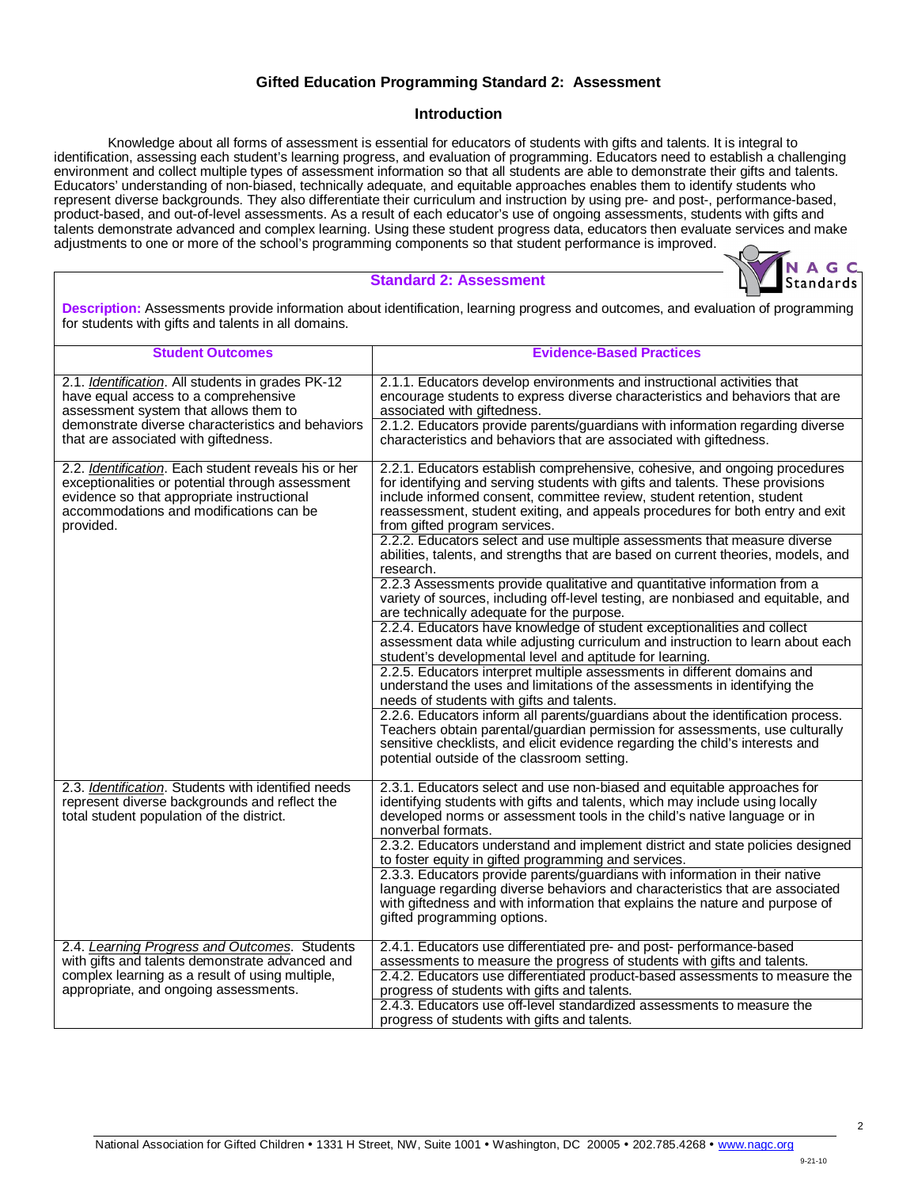# Gifted Education Programming Standard 2: Assessment

## Introduction

Knowledge about all forms of assessment is essential for educators of students with gifts and talents. It is integral to identification, assessing each student's learning progress, and evaluation of programming. Educators need to establish a challenging environment and collect multiple types of assessment information so that all students are able to demonstrate their gifts and talents. Educators' understanding of non-biased, technically adequate, and equitable approaches enables them to identify students who represent diverse backgrounds. They also differentiate their curriculum and instruction by using pre- and post-, performance-based, product-based, and out-of-level assessments. As a result of each educator's use of ongoing assessments, students with gifts and talents demonstrate advanced and complex learning. Using these student progress data, educators then evaluate services and make adjustments to one or more of the school's programming components so that student performance is improved.

## Standard 2: Assessment

**Description:** Assessments provide information about identification, learning progress and outcomes, and evaluation of programming for students with gifts and talents in all domains.

| Student Outcomes | Evidence-Based Practices |
|---|---|
| 2.1. *Identification*. All students in grades PK-12 have equal access to a comprehensive assessment system that allows them to demonstrate diverse characteristics and behaviors that are associated with giftedness. | 2.1.1. Educators develop environments and instructional activities that encourage students to express diverse characteristics and behaviors that are associated with giftedness. |
| | 2.1.2. Educators provide parents/guardians with information regarding diverse characteristics and behaviors that are associated with giftedness. |
| 2.2. *Identification*. Each student reveals his or her exceptionalities or potential through assessment evidence so that appropriate instructional accommodations and modifications can be provided. | 2.2.1. Educators establish comprehensive, cohesive, and ongoing procedures for identifying and serving students with gifts and talents. These provisions include informed consent, committee review, student retention, student reassessment, student exiting, and appeals procedures for both entry and exit from gifted program services. |
| | 2.2.2. Educators select and use multiple assessments that measure diverse abilities, talents, and strengths that are based on current theories, models, and research. |
| | 2.2.3 Assessments provide qualitative and quantitative information from a variety of sources, including off-level testing, are nonbiased and equitable, and are technically adequate for the purpose. |
| | 2.2.4. Educators have knowledge of student exceptionalities and collect assessment data while adjusting curriculum and instruction to learn about each student's developmental level and aptitude for learning. |
| | 2.2.5. Educators interpret multiple assessments in different domains and understand the uses and limitations of the assessments in identifying the needs of students with gifts and talents. |
| | 2.2.6. Educators inform all parents/guardians about the identification process. Teachers obtain parental/guardian permission for assessments, use culturally sensitive checklists, and elicit evidence regarding the child's interests and potential outside of the classroom setting. |
| 2.3. *Identification*. Students with identified needs represent diverse backgrounds and reflect the total student population of the district. | 2.3.1. Educators select and use non-biased and equitable approaches for identifying students with gifts and talents, which may include using locally developed norms or assessment tools in the child's native language or in nonverbal formats. |
| | 2.3.2. Educators understand and implement district and state policies designed to foster equity in gifted programming and services. |
| | 2.3.3. Educators provide parents/guardians with information in their native language regarding diverse behaviors and characteristics that are associated with giftedness and with information that explains the nature and purpose of gifted programming options. |
| 2.4. *Learning Progress and Outcomes*. Students with gifts and talents demonstrate advanced and complex learning as a result of using multiple, appropriate, and ongoing assessments. | 2.4.1. Educators use differentiated pre- and post- performance-based assessments to measure the progress of students with gifts and talents. |
| | 2.4.2. Educators use differentiated product-based assessments to measure the progress of students with gifts and talents. |
| | 2.4.3. Educators use off-level standardized assessments to measure the progress of students with gifts and talents. |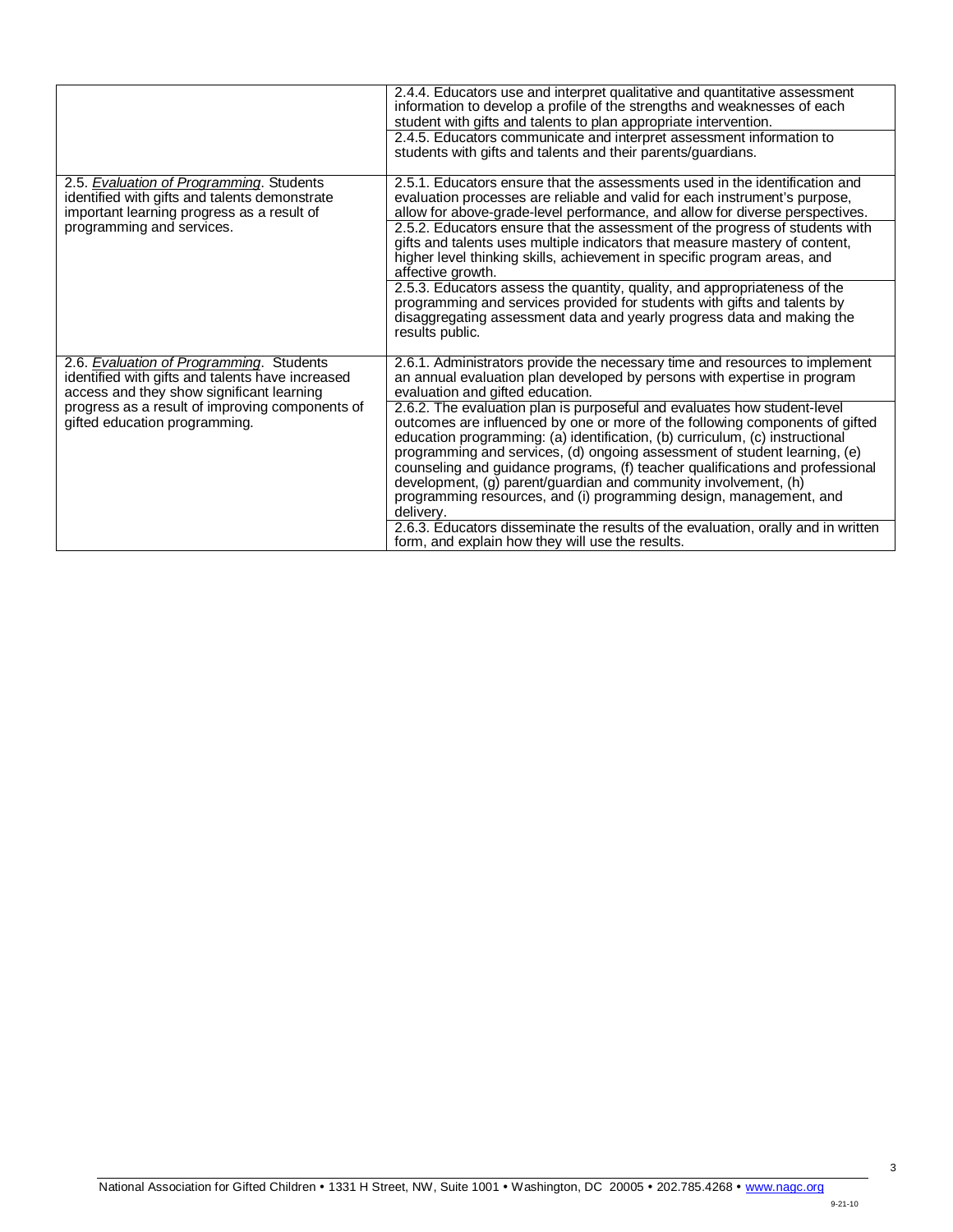| | |
|---|---|
| | 2.4.4. Educators use and interpret qualitative and quantitative assessment information to develop a profile of the strengths and weaknesses of each student with gifts and talents to plan appropriate intervention. |
| | 2.4.5. Educators communicate and interpret assessment information to students with gifts and talents and their parents/guardians. |
| 2.5. *Evaluation of Programming*. Students identified with gifts and talents demonstrate important learning progress as a result of programming and services. | 2.5.1. Educators ensure that the assessments used in the identification and evaluation processes are reliable and valid for each instrument's purpose, allow for above-grade-level performance, and allow for diverse perspectives. |
| | 2.5.2. Educators ensure that the assessment of the progress of students with gifts and talents uses multiple indicators that measure mastery of content, higher level thinking skills, achievement in specific program areas, and affective growth. |
| | 2.5.3. Educators assess the quantity, quality, and appropriateness of the programming and services provided for students with gifts and talents by disaggregating assessment data and yearly progress data and making the results public. |
| 2.6. *Evaluation of Programming*. Students identified with gifts and talents have increased access and they show significant learning progress as a result of improving components of gifted education programming. | 2.6.1. Administrators provide the necessary time and resources to implement an annual evaluation plan developed by persons with expertise in program evaluation and gifted education. |
| | 2.6.2. The evaluation plan is purposeful and evaluates how student-level outcomes are influenced by one or more of the following components of gifted education programming: (a) identification, (b) curriculum, (c) instructional programming and services, (d) ongoing assessment of student learning, (e) counseling and guidance programs, (f) teacher qualifications and professional development, (g) parent/guardian and community involvement, (h) programming resources, and (i) programming design, management, and delivery. |
| | 2.6.3. Educators disseminate the results of the evaluation, orally and in written form, and explain how they will use the results. |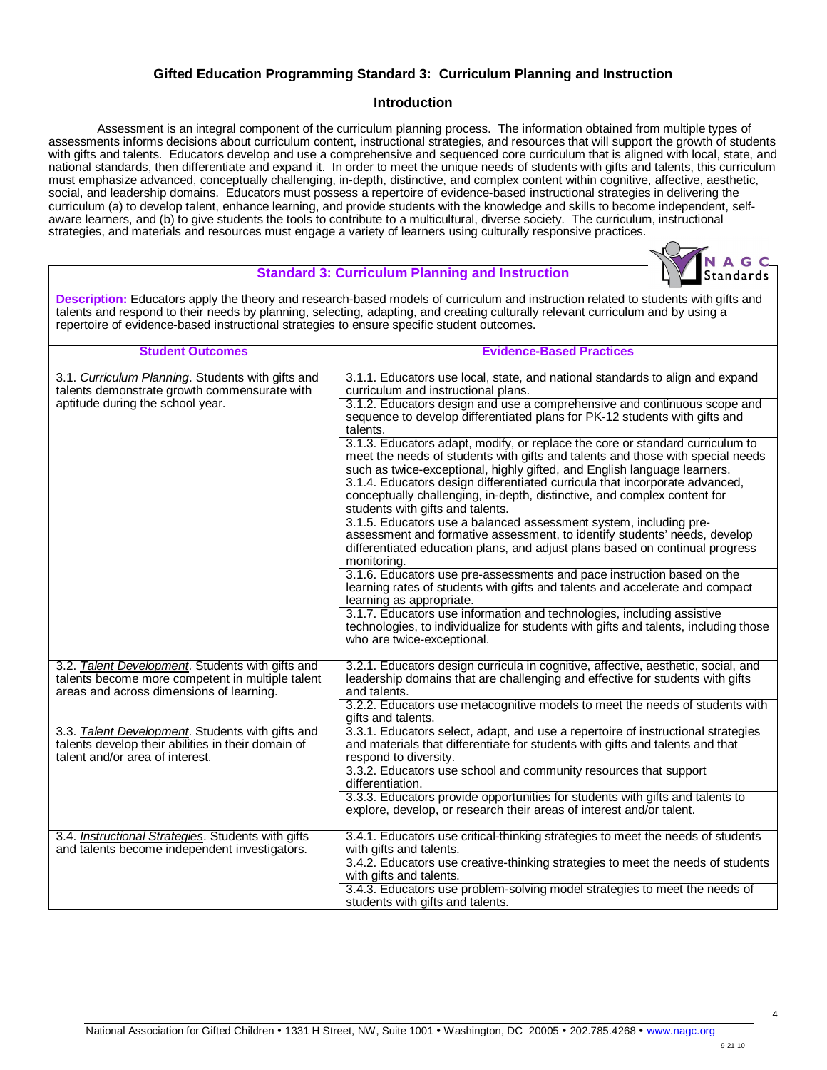## Gifted Education Programming Standard 3: Curriculum Planning and Instruction

### Introduction

Assessment is an integral component of the curriculum planning process. The information obtained from multiple types of assessments informs decisions about curriculum content, instructional strategies, and resources that will support the growth of students with gifts and talents. Educators develop and use a comprehensive and sequenced core curriculum that is aligned with local, state, and national standards, then differentiate and expand it. In order to meet the unique needs of students with gifts and talents, this curriculum must emphasize advanced, conceptually challenging, in-depth, distinctive, and complex content within cognitive, affective, aesthetic, social, and leadership domains. Educators must possess a repertoire of evidence-based instructional strategies in delivering the curriculum (a) to develop talent, enhance learning, and provide students with the knowledge and skills to become independent, self-aware learners, and (b) to give students the tools to contribute to a multicultural, diverse society. The curriculum, instructional strategies, and materials and resources must engage a variety of learners using culturally responsive practices.

### Standard 3: Curriculum Planning and Instruction

**Description:** Educators apply the theory and research-based models of curriculum and instruction related to students with gifts and talents and respond to their needs by planning, selecting, adapting, and creating culturally relevant curriculum and by using a repertoire of evidence-based instructional strategies to ensure specific student outcomes.

| Student Outcomes | Evidence-Based Practices |
|---|---|
| 3.1. *Curriculum Planning*. Students with gifts and talents demonstrate growth commensurate with aptitude during the school year. | 3.1.1. Educators use local, state, and national standards to align and expand curriculum and instructional plans. |
| | 3.1.2. Educators design and use a comprehensive and continuous scope and sequence to develop differentiated plans for PK-12 students with gifts and talents. |
| | 3.1.3. Educators adapt, modify, or replace the core or standard curriculum to meet the needs of students with gifts and talents and those with special needs such as twice-exceptional, highly gifted, and English language learners. |
| | 3.1.4. Educators design differentiated curricula that incorporate advanced, conceptually challenging, in-depth, distinctive, and complex content for students with gifts and talents. |
| | 3.1.5. Educators use a balanced assessment system, including pre-assessment and formative assessment, to identify students' needs, develop differentiated education plans, and adjust plans based on continual progress monitoring. |
| | 3.1.6. Educators use pre-assessments and pace instruction based on the learning rates of students with gifts and talents and accelerate and compact learning as appropriate. |
| | 3.1.7. Educators use information and technologies, including assistive technologies, to individualize for students with gifts and talents, including those who are twice-exceptional. |
| 3.2. *Talent Development*. Students with gifts and talents become more competent in multiple talent areas and across dimensions of learning. | 3.2.1. Educators design curricula in cognitive, affective, aesthetic, social, and leadership domains that are challenging and effective for students with gifts and talents. |
| | 3.2.2. Educators use metacognitive models to meet the needs of students with gifts and talents. |
| 3.3. *Talent Development*. Students with gifts and talents develop their abilities in their domain of talent and/or area of interest. | 3.3.1. Educators select, adapt, and use a repertoire of instructional strategies and materials that differentiate for students with gifts and talents and that respond to diversity. |
| | 3.3.2. Educators use school and community resources that support differentiation. |
| | 3.3.3. Educators provide opportunities for students with gifts and talents to explore, develop, or research their areas of interest and/or talent. |
| 3.4. *Instructional Strategies*. Students with gifts and talents become independent investigators. | 3.4.1. Educators use critical-thinking strategies to meet the needs of students with gifts and talents. |
| | 3.4.2. Educators use creative-thinking strategies to meet the needs of students with gifts and talents. |
| | 3.4.3. Educators use problem-solving model strategies to meet the needs of students with gifts and talents. |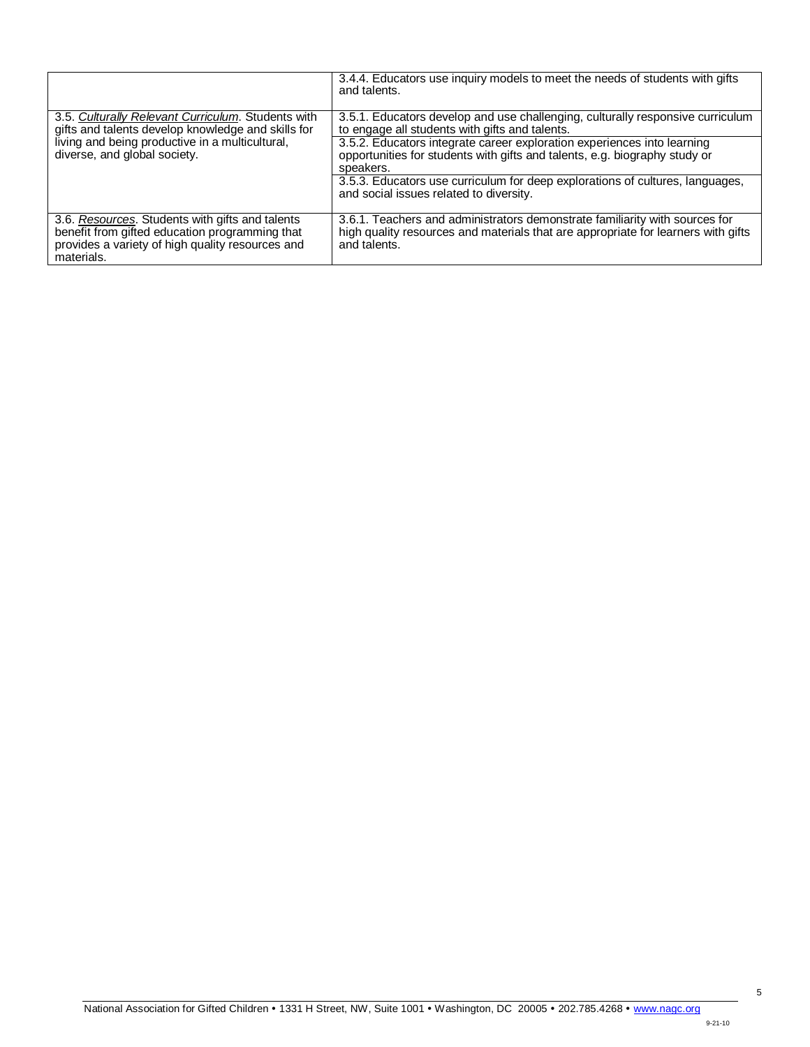| | |
|---|---|
| | 3.4.4. Educators use inquiry models to meet the needs of students with gifts and talents. |
| 3.5. *Culturally Relevant Curriculum*. Students with gifts and talents develop knowledge and skills for living and being productive in a multicultural, diverse, and global society. | 3.5.1. Educators develop and use challenging, culturally responsive curriculum to engage all students with gifts and talents.<br>3.5.2. Educators integrate career exploration experiences into learning opportunities for students with gifts and talents, e.g. biography study or speakers.<br>3.5.3. Educators use curriculum for deep explorations of cultures, languages, and social issues related to diversity. |
| 3.6. *Resources*. Students with gifts and talents benefit from gifted education programming that provides a variety of high quality resources and materials. | 3.6.1. Teachers and administrators demonstrate familiarity with sources for high quality resources and materials that are appropriate for learners with gifts and talents. |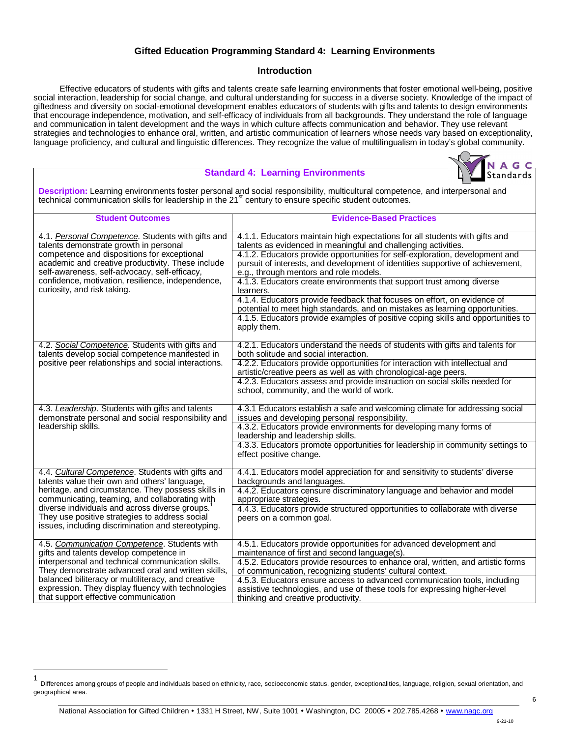## Gifted Education Programming Standard 4: Learning Environments

### Introduction

Effective educators of students with gifts and talents create safe learning environments that foster emotional well-being, positive social interaction, leadership for social change, and cultural understanding for success in a diverse society. Knowledge of the impact of giftedness and diversity on social-emotional development enables educators of students with gifts and talents to design environments that encourage independence, motivation, and self-efficacy of individuals from all backgrounds. They understand the role of language and communication in talent development and the ways in which culture affects communication and behavior. They use relevant strategies and technologies to enhance oral, written, and artistic communication of learners whose needs vary based on exceptionality, language proficiency, and cultural and linguistic differences. They recognize the value of multilingualism in today's global community.

### Standard 4: Learning Environments

**Description:** Learning environments foster personal and social responsibility, multicultural competence, and interpersonal and technical communication skills for leadership in the 21st century to ensure specific student outcomes.

| Student Outcomes | Evidence-Based Practices |
|---|---|
| 4.1. *Personal Competence*. Students with gifts and talents demonstrate growth in personal competence and dispositions for exceptional academic and creative productivity. These include self-awareness, self-advocacy, self-efficacy, confidence, motivation, resilience, independence, curiosity, and risk taking. | 4.1.1. Educators maintain high expectations for all students with gifts and talents as evidenced in meaningful and challenging activities. |
| | 4.1.2. Educators provide opportunities for self-exploration, development and pursuit of interests, and development of identities supportive of achievement, e.g., through mentors and role models. |
| | 4.1.3. Educators create environments that support trust among diverse learners. |
| | 4.1.4. Educators provide feedback that focuses on effort, on evidence of potential to meet high standards, and on mistakes as learning opportunities. |
| | 4.1.5. Educators provide examples of positive coping skills and opportunities to apply them. |
| 4.2. *Social Competence*. Students with gifts and talents develop social competence manifested in positive peer relationships and social interactions. | 4.2.1. Educators understand the needs of students with gifts and talents for both solitude and social interaction. |
| | 4.2.2. Educators provide opportunities for interaction with intellectual and artistic/creative peers as well as with chronological-age peers. |
| | 4.2.3. Educators assess and provide instruction on social skills needed for school, community, and the world of work. |
| 4.3. *Leadership*. Students with gifts and talents demonstrate personal and social responsibility and leadership skills. | 4.3.1 Educators establish a safe and welcoming climate for addressing social issues and developing personal responsibility. |
| | 4.3.2. Educators provide environments for developing many forms of leadership and leadership skills. |
| | 4.3.3. Educators promote opportunities for leadership in community settings to effect positive change. |
| 4.4. *Cultural Competence*. Students with gifts and talents value their own and others' language, heritage, and circumstance. They possess skills in communicating, teaming, and collaborating with diverse individuals and across diverse groups.[1] They use positive strategies to address social issues, including discrimination and stereotyping. | 4.4.1. Educators model appreciation for and sensitivity to students' diverse backgrounds and languages. |
| | 4.4.2. Educators censure discriminatory language and behavior and model appropriate strategies. |
| | 4.4.3. Educators provide structured opportunities to collaborate with diverse peers on a common goal. |
| 4.5. *Communication Competence*. Students with gifts and talents develop competence in interpersonal and technical communication skills. They demonstrate advanced oral and written skills, balanced biliteracy or multiliteracy, and creative expression. They display fluency with technologies that support effective communication | 4.5.1. Educators provide opportunities for advanced development and maintenance of first and second language(s). |
| | 4.5.2. Educators provide resources to enhance oral, written, and artistic forms of communication, recognizing students' cultural context. |
| | 4.5.3. Educators ensure access to advanced communication tools, including assistive technologies, and use of these tools for expressing higher-level thinking and creative productivity. |

[1] Differences among groups of people and individuals based on ethnicity, race, socioeconomic status, gender, exceptionalities, language, religion, sexual orientation, and geographical area.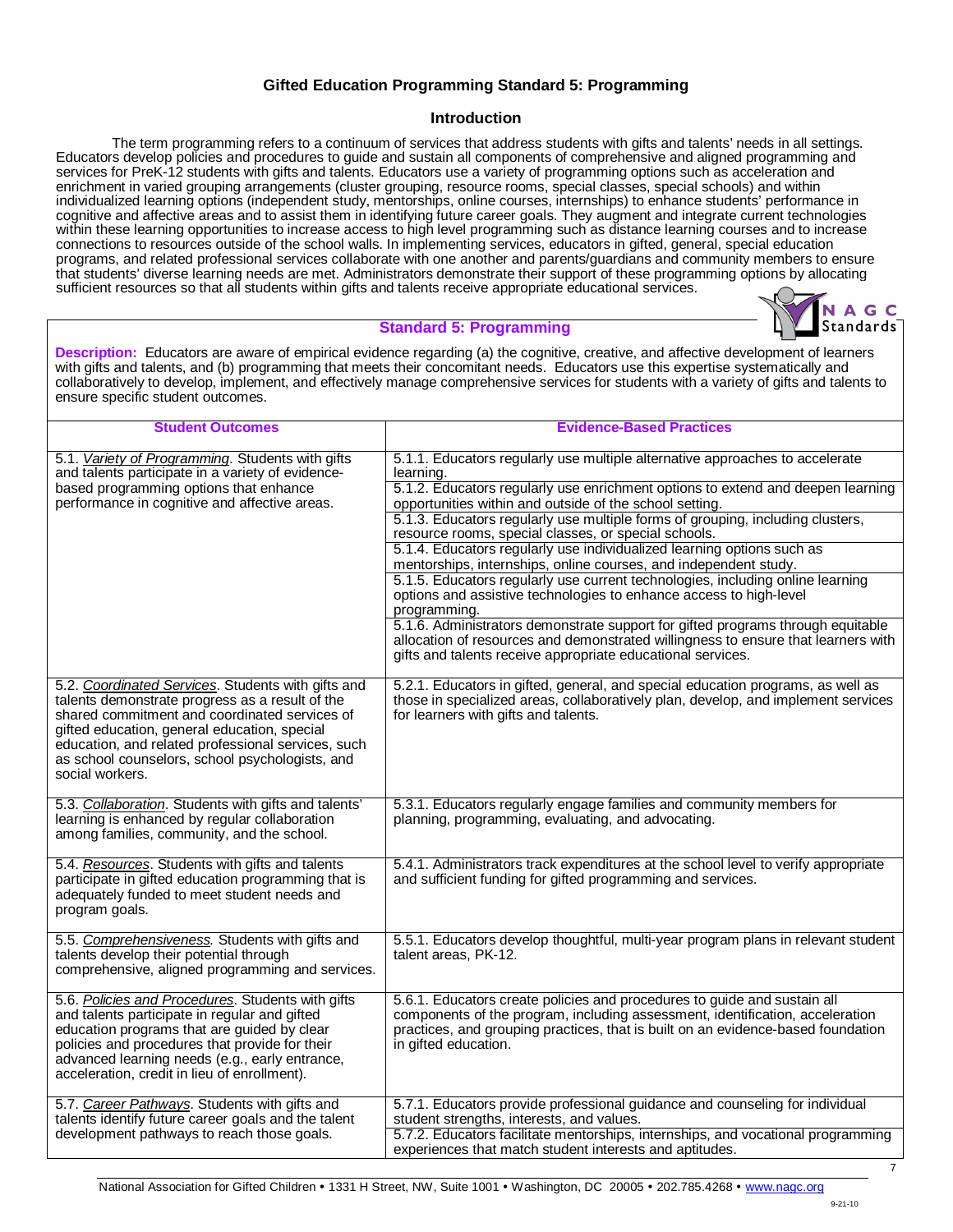# Gifted Education Programming Standard 5: Programming

## Introduction

The term programming refers to a continuum of services that address students with gifts and talents' needs in all settings. Educators develop policies and procedures to guide and sustain all components of comprehensive and aligned programming and services for PreK-12 students with gifts and talents. Educators use a variety of programming options such as acceleration and enrichment in varied grouping arrangements (cluster grouping, resource rooms, special classes, special schools) and within individualized learning options (independent study, mentorships, online courses, internships) to enhance students' performance in cognitive and affective areas and to assist them in identifying future career goals. They augment and integrate current technologies within these learning opportunities to increase access to high level programming such as distance learning courses and to increase connections to resources outside of the school walls. In implementing services, educators in gifted, general, special education programs, and related professional services collaborate with one another and parents/guardians and community members to ensure that students' diverse learning needs are met. Administrators demonstrate their support of these programming options by allocating sufficient resources so that all students within gifts and talents receive appropriate educational services.

## Standard 5: Programming

**Description:** Educators are aware of empirical evidence regarding (a) the cognitive, creative, and affective development of learners with gifts and talents, and (b) programming that meets their concomitant needs. Educators use this expertise systematically and collaboratively to develop, implement, and effectively manage comprehensive services for students with a variety of gifts and talents to ensure specific student outcomes.

| Student Outcomes | Evidence-Based Practices |
|---|---|
| 5.1. *Variety of Programming*. Students with gifts and talents participate in a variety of evidence-based programming options that enhance performance in cognitive and affective areas. | 5.1.1. Educators regularly use multiple alternative approaches to accelerate learning. |
| | 5.1.2. Educators regularly use enrichment options to extend and deepen learning opportunities within and outside of the school setting. |
| | 5.1.3. Educators regularly use multiple forms of grouping, including clusters, resource rooms, special classes, or special schools. |
| | 5.1.4. Educators regularly use individualized learning options such as mentorships, internships, online courses, and independent study. |
| | 5.1.5. Educators regularly use current technologies, including online learning options and assistive technologies to enhance access to high-level programming. |
| | 5.1.6. Administrators demonstrate support for gifted programs through equitable allocation of resources and demonstrated willingness to ensure that learners with gifts and talents receive appropriate educational services. |
| 5.2. *Coordinated Services*. Students with gifts and talents demonstrate progress as a result of the shared commitment and coordinated services of gifted education, general education, special education, and related professional services, such as school counselors, school psychologists, and social workers. | 5.2.1. Educators in gifted, general, and special education programs, as well as those in specialized areas, collaboratively plan, develop, and implement services for learners with gifts and talents. |
| 5.3. *Collaboration*. Students with gifts and talents' learning is enhanced by regular collaboration among families, community, and the school. | 5.3.1. Educators regularly engage families and community members for planning, programming, evaluating, and advocating. |
| 5.4. *Resources*. Students with gifts and talents participate in gifted education programming that is adequately funded to meet student needs and program goals. | 5.4.1. Administrators track expenditures at the school level to verify appropriate and sufficient funding for gifted programming and services. |
| 5.5. *Comprehensiveness*. Students with gifts and talents develop their potential through comprehensive, aligned programming and services. | 5.5.1. Educators develop thoughtful, multi-year program plans in relevant student talent areas, PK-12. |
| 5.6. *Policies and Procedures*. Students with gifts and talents participate in regular and gifted education programs that are guided by clear policies and procedures that provide for their advanced learning needs (e.g., early entrance, acceleration, credit in lieu of enrollment). | 5.6.1. Educators create policies and procedures to guide and sustain all components of the program, including assessment, identification, acceleration practices, and grouping practices, that is built on an evidence-based foundation in gifted education. |
| 5.7. *Career Pathways*. Students with gifts and talents identify future career goals and the talent development pathways to reach those goals. | 5.7.1. Educators provide professional guidance and counseling for individual student strengths, interests, and values. |
| | 5.7.2. Educators facilitate mentorships, internships, and vocational programming experiences that match student interests and aptitudes. |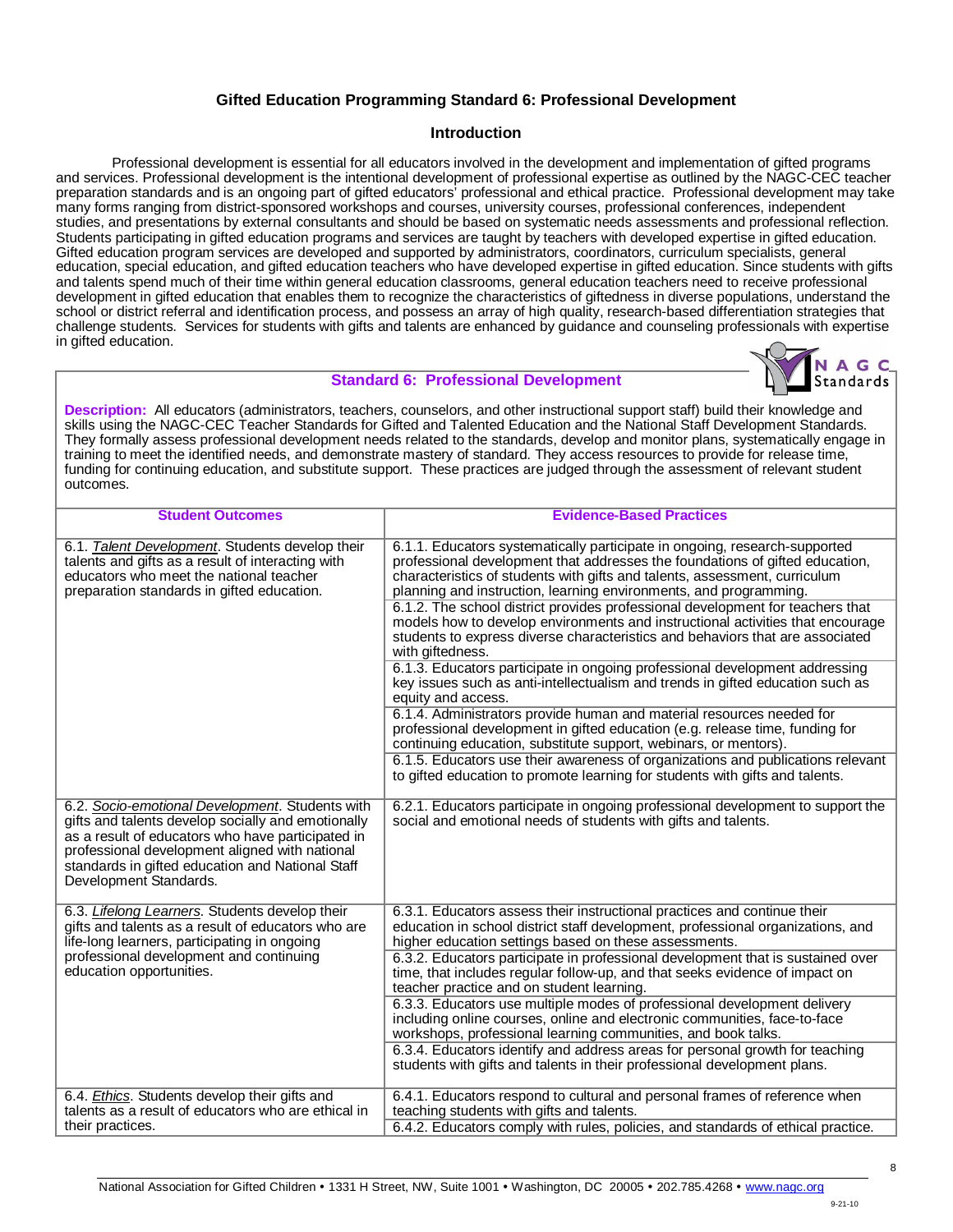## Gifted Education Programming Standard 6: Professional Development

### Introduction

Professional development is essential for all educators involved in the development and implementation of gifted programs and services. Professional development is the intentional development of professional expertise as outlined by the NAGC-CEC teacher preparation standards and is an ongoing part of gifted educators' professional and ethical practice. Professional development may take many forms ranging from district-sponsored workshops and courses, university courses, professional conferences, independent studies, and presentations by external consultants and should be based on systematic needs assessments and professional reflection. Students participating in gifted education programs and services are taught by teachers with developed expertise in gifted education. Gifted education program services are developed and supported by administrators, coordinators, curriculum specialists, general education, special education, and gifted education teachers who have developed expertise in gifted education. Since students with gifts and talents spend much of their time within general education classrooms, general education teachers need to receive professional development in gifted education that enables them to recognize the characteristics of giftedness in diverse populations, understand the school or district referral and identification process, and possess an array of high quality, research-based differentiation strategies that challenge students. Services for students with gifts and talents are enhanced by guidance and counseling professionals with expertise in gifted education.

### Standard 6: Professional Development

**Description:** All educators (administrators, teachers, counselors, and other instructional support staff) build their knowledge and skills using the NAGC-CEC Teacher Standards for Gifted and Talented Education and the National Staff Development Standards. They formally assess professional development needs related to the standards, develop and monitor plans, systematically engage in training to meet the identified needs, and demonstrate mastery of standard. They access resources to provide for release time, funding for continuing education, and substitute support. These practices are judged through the assessment of relevant student outcomes.

| Student Outcomes | Evidence-Based Practices |
|---|---|
| 6.1. *Talent Development*. Students develop their talents and gifts as a result of interacting with educators who meet the national teacher preparation standards in gifted education. | 6.1.1. Educators systematically participate in ongoing, research-supported professional development that addresses the foundations of gifted education, characteristics of students with gifts and talents, assessment, curriculum planning and instruction, learning environments, and programming. |
| | 6.1.2. The school district provides professional development for teachers that models how to develop environments and instructional activities that encourage students to express diverse characteristics and behaviors that are associated with giftedness. |
| | 6.1.3. Educators participate in ongoing professional development addressing key issues such as anti-intellectualism and trends in gifted education such as equity and access. |
| | 6.1.4. Administrators provide human and material resources needed for professional development in gifted education (e.g. release time, funding for continuing education, substitute support, webinars, or mentors). |
| | 6.1.5. Educators use their awareness of organizations and publications relevant to gifted education to promote learning for students with gifts and talents. |
| 6.2. *Socio-emotional Development*. Students with gifts and talents develop socially and emotionally as a result of educators who have participated in professional development aligned with national standards in gifted education and National Staff Development Standards. | 6.2.1. Educators participate in ongoing professional development to support the social and emotional needs of students with gifts and talents. |
| 6.3. *Lifelong Learners*. Students develop their gifts and talents as a result of educators who are life-long learners, participating in ongoing professional development and continuing education opportunities. | 6.3.1. Educators assess their instructional practices and continue their education in school district staff development, professional organizations, and higher education settings based on these assessments. |
| | 6.3.2. Educators participate in professional development that is sustained over time, that includes regular follow-up, and that seeks evidence of impact on teacher practice and on student learning. |
| | 6.3.3. Educators use multiple modes of professional development delivery including online courses, online and electronic communities, face-to-face workshops, professional learning communities, and book talks. |
| | 6.3.4. Educators identify and address areas for personal growth for teaching students with gifts and talents in their professional development plans. |
| 6.4. *Ethics*. Students develop their gifts and talents as a result of educators who are ethical in their practices. | 6.4.1. Educators respond to cultural and personal frames of reference when teaching students with gifts and talents. |
| | 6.4.2. Educators comply with rules, policies, and standards of ethical practice. |

National Association for Gifted Children • 1331 H Street, NW, Suite 1001 • Washington, DC 20005 • 202.785.4268 • www.nagc.org

9-21-10